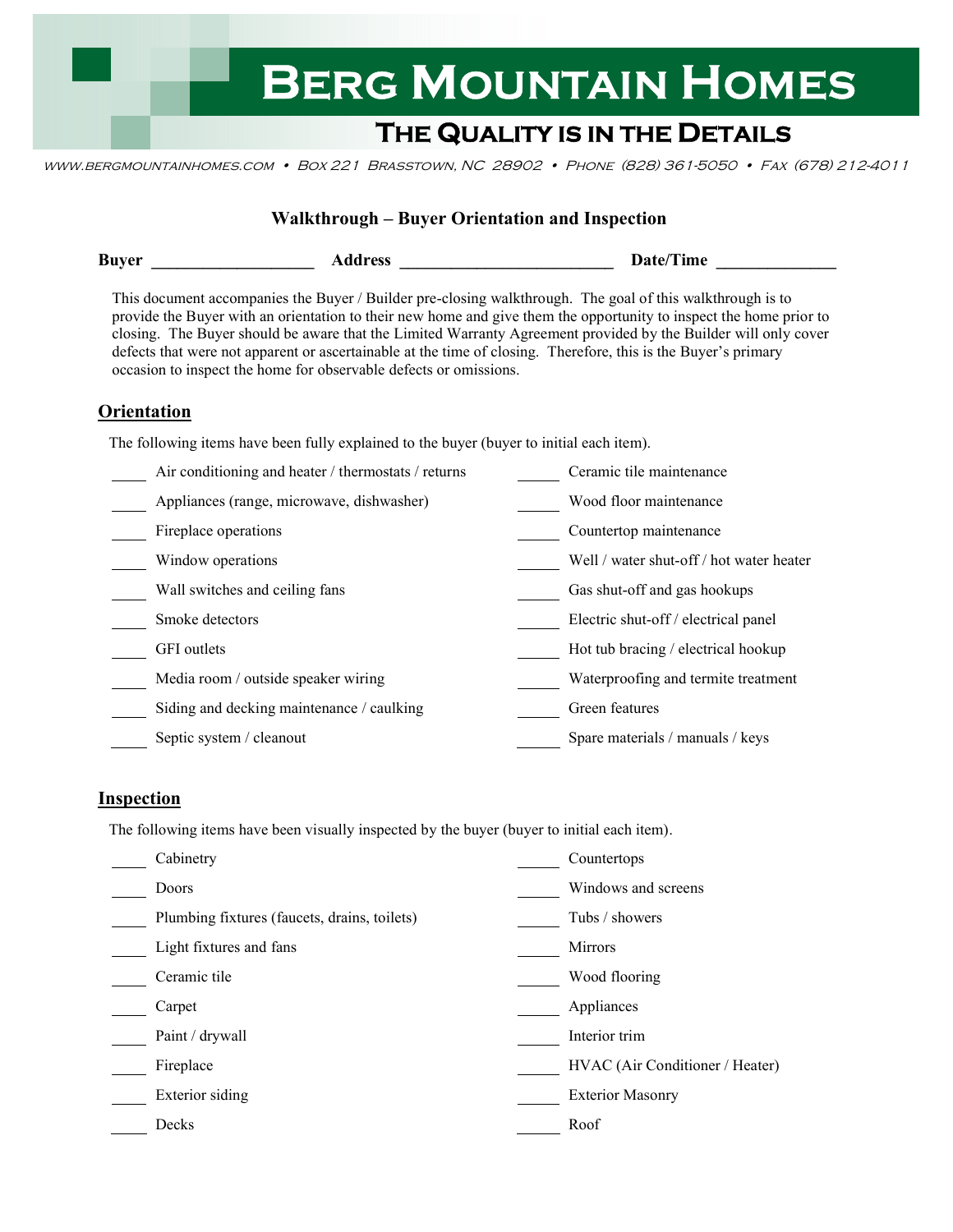# Berg Mountain Homes

## The Quality is in the Details

www.bergmountainhomes.com • Box 221 Brasstown, NC 28902 • Phone (828) 361-5050 • Fax (678) 212-4011

### Walkthrough – Buyer Orientation and Inspection

**Buyer** ____________________ **Address** __________________________ **Date/Time** ______________

This document accompanies the Buyer / Builder pre-closing walkthrough. The goal of this walkthrough is to provide the Buyer with an orientation to their new home and give them the opportunity to inspect the home prior to closing. The Buyer should be aware that the Limited Warranty Agreement provided by the Builder will only cover defects that were not apparent or ascertainable at the time of closing. Therefore, this is the Buyer's primary occasion to inspect the home for observable defects or omissions.

## Orientation

The following items have been fully explained to the buyer (buyer to initial each item).

_____ Air conditioning and heater / thermostats / returns
_____ Appliances (range, microwave, dishwasher)
_____ Fireplace operations
_____ Window operations
_____ Wall switches and ceiling fans
_____ Smoke detectors
_____ GFI outlets
_____ Media room / outside speaker wiring
_____ Siding and decking maintenance / caulking
_____ Septic system / cleanout
_____ Ceramic tile maintenance
_____ Wood floor maintenance
_____ Countertop maintenance
_____ Well / water shut-off / hot water heater
_____ Gas shut-off and gas hookups
_____ Electric shut-off / electrical panel
_____ Hot tub bracing / electrical hookup
_____ Waterproofing and termite treatment
_____ Green features
_____ Spare materials / manuals / keys

## Inspection

The following items have been visually inspected by the buyer (buyer to initial each item).

_____ Cabinetry
_____ Doors
_____ Plumbing fixtures (faucets, drains, toilets)
_____ Light fixtures and fans
_____ Ceramic tile
_____ Carpet
_____ Paint / drywall
_____ Fireplace
_____ Exterior siding
_____ Decks
_____ Countertops
_____ Windows and screens
_____ Tubs / showers
_____ Mirrors
_____ Wood flooring
_____ Appliances
_____ Interior trim
_____ HVAC (Air Conditioner / Heater)
_____ Exterior Masonry
_____ Roof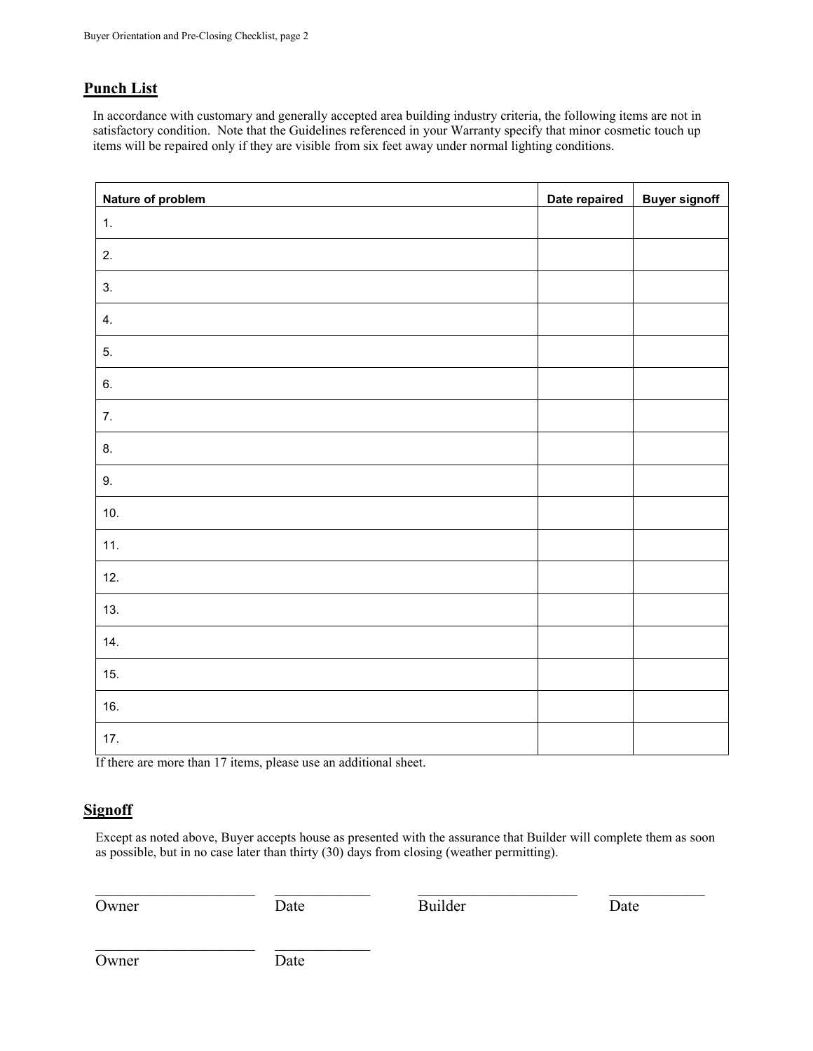## Punch List

In accordance with customary and generally accepted area building industry criteria, the following items are not in satisfactory condition. Note that the Guidelines referenced in your Warranty specify that minor cosmetic touch up items will be repaired only if they are visible from six feet away under normal lighting conditions.

| Nature of problem | Date repaired | Buyer signoff |
| --- | --- | --- |
| 1. | | |
| 2. | | |
| 3. | | |
| 4. | | |
| 5. | | |
| 6. | | |
| 7. | | |
| 8. | | |
| 9. | | |
| 10. | | |
| 11. | | |
| 12. | | |
| 13. | | |
| 14. | | |
| 15. | | |
| 16. | | |
| 17. | | |

If there are more than 17 items, please use an additional sheet.

## Signoff

Except as noted above, Buyer accepts house as presented with the assurance that Builder will complete them as soon as possible, but in no case later than thirty (30) days from closing (weather permitting).

______________________ ____________ ______________________ ____________
Owner Date Builder Date

______________________ ____________
Owner Date